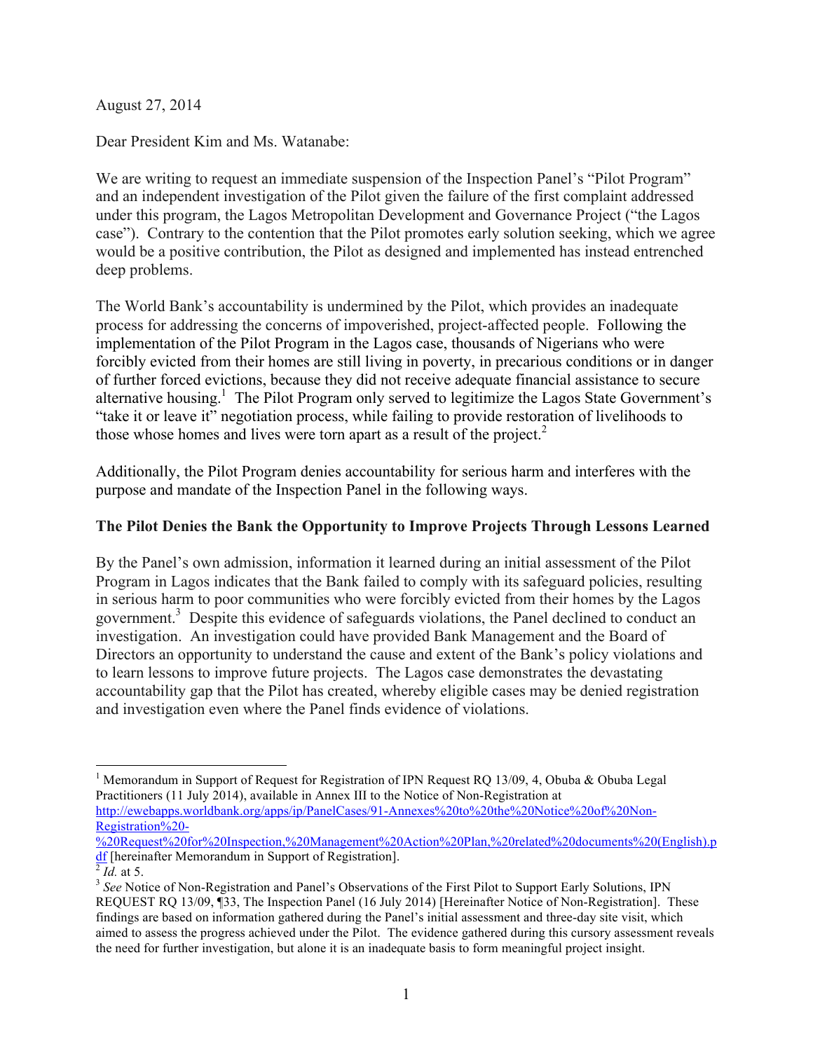August 27, 2014

Dear President Kim and Ms. Watanabe:

We are writing to request an immediate suspension of the Inspection Panel's "Pilot Program" and an independent investigation of the Pilot given the failure of the first complaint addressed under this program, the Lagos Metropolitan Development and Governance Project ("the Lagos case"). Contrary to the contention that the Pilot promotes early solution seeking, which we agree would be a positive contribution, the Pilot as designed and implemented has instead entrenched deep problems.

The World Bank's accountability is undermined by the Pilot, which provides an inadequate process for addressing the concerns of impoverished, project-affected people. Following the implementation of the Pilot Program in the Lagos case, thousands of Nigerians who were forcibly evicted from their homes are still living in poverty, in precarious conditions or in danger of further forced evictions, because they did not receive adequate financial assistance to secure alternative housing.[1] The Pilot Program only served to legitimize the Lagos State Government's "take it or leave it" negotiation process, while failing to provide restoration of livelihoods to those whose homes and lives were torn apart as a result of the project.[2]

Additionally, the Pilot Program denies accountability for serious harm and interferes with the purpose and mandate of the Inspection Panel in the following ways.

**The Pilot Denies the Bank the Opportunity to Improve Projects Through Lessons Learned**

By the Panel's own admission, information it learned during an initial assessment of the Pilot Program in Lagos indicates that the Bank failed to comply with its safeguard policies, resulting in serious harm to poor communities who were forcibly evicted from their homes by the Lagos government.[3] Despite this evidence of safeguards violations, the Panel declined to conduct an investigation. An investigation could have provided Bank Management and the Board of Directors an opportunity to understand the cause and extent of the Bank's policy violations and to learn lessons to improve future projects. The Lagos case demonstrates the devastating accountability gap that the Pilot has created, whereby eligible cases may be denied registration and investigation even where the Panel finds evidence of violations.

---

[1] Memorandum in Support of Request for Registration of IPN Request RQ 13/09, 4, Obuba & Obuba Legal Practitioners (11 July 2014), available in Annex III to the Notice of Non-Registration at http://ewebapps.worldbank.org/apps/ip/PanelCases/91-Annexes%20to%20the%20Notice%20of%20Non-Registration%20-%20Request%20for%20Inspection,%20Management%20Action%20Plan,%20related%20documents%20(English).pdf [hereinafter Memorandum in Support of Registration].

[2] *Id.* at 5.

[3] *See* Notice of Non-Registration and Panel's Observations of the First Pilot to Support Early Solutions, IPN REQUEST RQ 13/09, ¶33, The Inspection Panel (16 July 2014) [Hereinafter Notice of Non-Registration]. These findings are based on information gathered during the Panel's initial assessment and three-day site visit, which aimed to assess the progress achieved under the Pilot. The evidence gathered during this cursory assessment reveals the need for further investigation, but alone it is an inadequate basis to form meaningful project insight.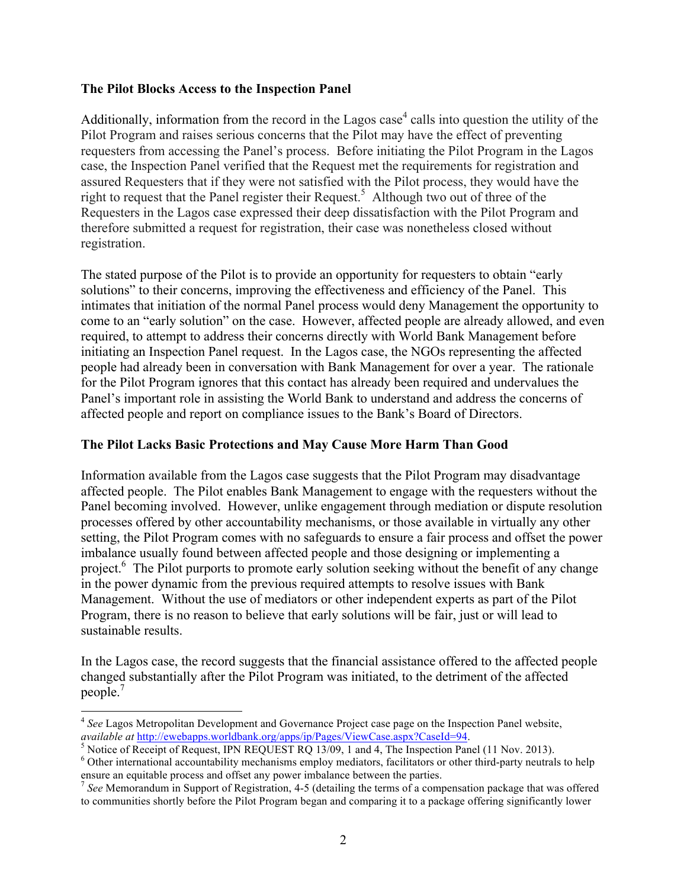**The Pilot Blocks Access to the Inspection Panel**

Additionally, information from the record in the Lagos case[4] calls into question the utility of the Pilot Program and raises serious concerns that the Pilot may have the effect of preventing requesters from accessing the Panel's process. Before initiating the Pilot Program in the Lagos case, the Inspection Panel verified that the Request met the requirements for registration and assured Requesters that if they were not satisfied with the Pilot process, they would have the right to request that the Panel register their Request.[5] Although two out of three of the Requesters in the Lagos case expressed their deep dissatisfaction with the Pilot Program and therefore submitted a request for registration, their case was nonetheless closed without registration.

The stated purpose of the Pilot is to provide an opportunity for requesters to obtain "early solutions" to their concerns, improving the effectiveness and efficiency of the Panel. This intimates that initiation of the normal Panel process would deny Management the opportunity to come to an "early solution" on the case. However, affected people are already allowed, and even required, to attempt to address their concerns directly with World Bank Management before initiating an Inspection Panel request. In the Lagos case, the NGOs representing the affected people had already been in conversation with Bank Management for over a year. The rationale for the Pilot Program ignores that this contact has already been required and undervalues the Panel's important role in assisting the World Bank to understand and address the concerns of affected people and report on compliance issues to the Bank's Board of Directors.

**The Pilot Lacks Basic Protections and May Cause More Harm Than Good**

Information available from the Lagos case suggests that the Pilot Program may disadvantage affected people. The Pilot enables Bank Management to engage with the requesters without the Panel becoming involved. However, unlike engagement through mediation or dispute resolution processes offered by other accountability mechanisms, or those available in virtually any other setting, the Pilot Program comes with no safeguards to ensure a fair process and offset the power imbalance usually found between affected people and those designing or implementing a project.[6] The Pilot purports to promote early solution seeking without the benefit of any change in the power dynamic from the previous required attempts to resolve issues with Bank Management. Without the use of mediators or other independent experts as part of the Pilot Program, there is no reason to believe that early solutions will be fair, just or will lead to sustainable results.

In the Lagos case, the record suggests that the financial assistance offered to the affected people changed substantially after the Pilot Program was initiated, to the detriment of the affected people.[7]

---

[4] *See* Lagos Metropolitan Development and Governance Project case page on the Inspection Panel website, *available at* http://ewebapps.worldbank.org/apps/ip/Pages/ViewCase.aspx?CaseId=94.

[5] Notice of Receipt of Request, IPN REQUEST RQ 13/09, 1 and 4, The Inspection Panel (11 Nov. 2013).

[6] Other international accountability mechanisms employ mediators, facilitators or other third-party neutrals to help ensure an equitable process and offset any power imbalance between the parties.

[7] *See* Memorandum in Support of Registration, 4-5 (detailing the terms of a compensation package that was offered to communities shortly before the Pilot Program began and comparing it to a package offering significantly lower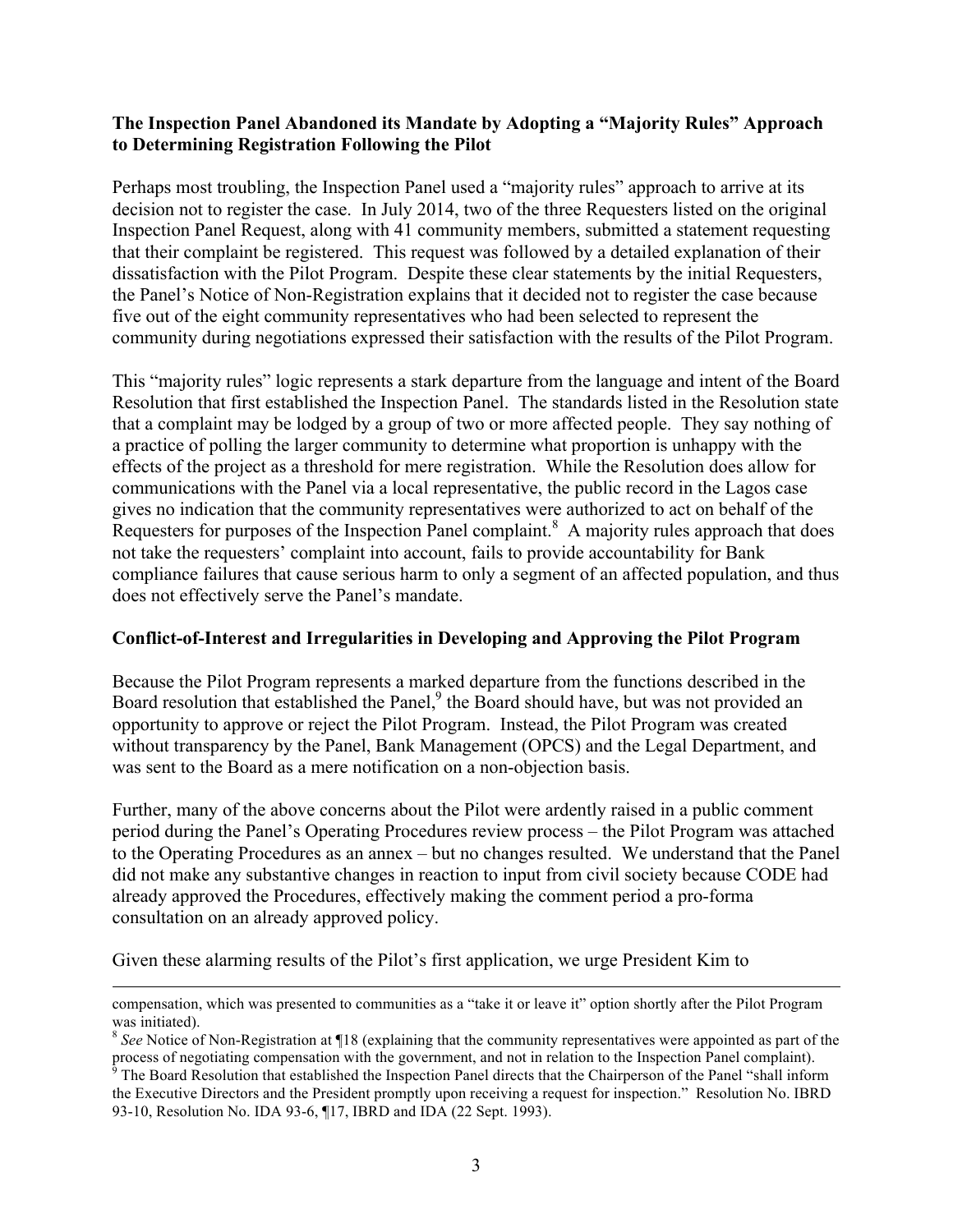**The Inspection Panel Abandoned its Mandate by Adopting a "Majority Rules" Approach to Determining Registration Following the Pilot**

Perhaps most troubling, the Inspection Panel used a "majority rules" approach to arrive at its decision not to register the case. In July 2014, two of the three Requesters listed on the original Inspection Panel Request, along with 41 community members, submitted a statement requesting that their complaint be registered. This request was followed by a detailed explanation of their dissatisfaction with the Pilot Program. Despite these clear statements by the initial Requesters, the Panel's Notice of Non-Registration explains that it decided not to register the case because five out of the eight community representatives who had been selected to represent the community during negotiations expressed their satisfaction with the results of the Pilot Program.

This "majority rules" logic represents a stark departure from the language and intent of the Board Resolution that first established the Inspection Panel. The standards listed in the Resolution state that a complaint may be lodged by a group of two or more affected people. They say nothing of a practice of polling the larger community to determine what proportion is unhappy with the effects of the project as a threshold for mere registration. While the Resolution does allow for communications with the Panel via a local representative, the public record in the Lagos case gives no indication that the community representatives were authorized to act on behalf of the Requesters for purposes of the Inspection Panel complaint.[8] A majority rules approach that does not take the requesters' complaint into account, fails to provide accountability for Bank compliance failures that cause serious harm to only a segment of an affected population, and thus does not effectively serve the Panel's mandate.

**Conflict-of-Interest and Irregularities in Developing and Approving the Pilot Program**

Because the Pilot Program represents a marked departure from the functions described in the Board resolution that established the Panel,[9] the Board should have, but was not provided an opportunity to approve or reject the Pilot Program. Instead, the Pilot Program was created without transparency by the Panel, Bank Management (OPCS) and the Legal Department, and was sent to the Board as a mere notification on a non-objection basis.

Further, many of the above concerns about the Pilot were ardently raised in a public comment period during the Panel's Operating Procedures review process – the Pilot Program was attached to the Operating Procedures as an annex – but no changes resulted. We understand that the Panel did not make any substantive changes in reaction to input from civil society because CODE had already approved the Procedures, effectively making the comment period a pro-forma consultation on an already approved policy.

Given these alarming results of the Pilot's first application, we urge President Kim to

---

compensation, which was presented to communities as a "take it or leave it" option shortly after the Pilot Program was initiated).

[8] *See* Notice of Non-Registration at ¶18 (explaining that the community representatives were appointed as part of the process of negotiating compensation with the government, and not in relation to the Inspection Panel complaint).

[9] The Board Resolution that established the Inspection Panel directs that the Chairperson of the Panel "shall inform the Executive Directors and the President promptly upon receiving a request for inspection." Resolution No. IBRD 93-10, Resolution No. IDA 93-6, ¶17, IBRD and IDA (22 Sept. 1993).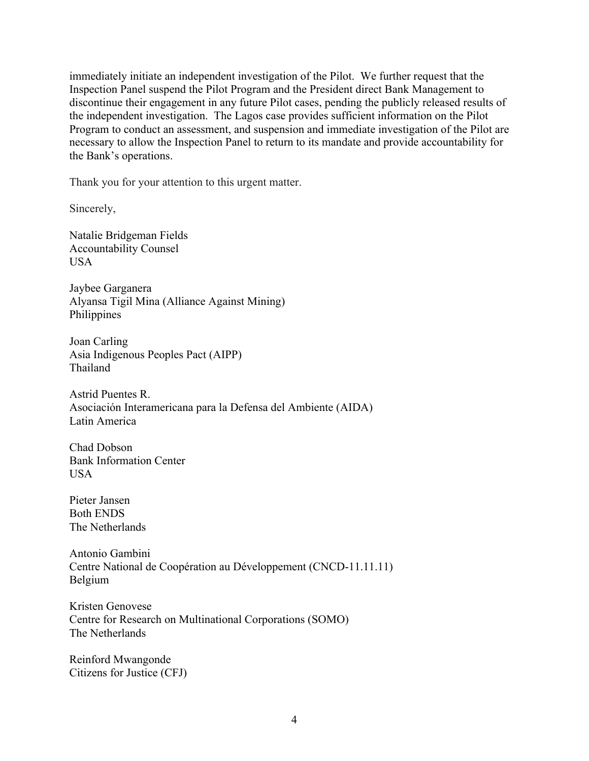immediately initiate an independent investigation of the Pilot. We further request that the Inspection Panel suspend the Pilot Program and the President direct Bank Management to discontinue their engagement in any future Pilot cases, pending the publicly released results of the independent investigation. The Lagos case provides sufficient information on the Pilot Program to conduct an assessment, and suspension and immediate investigation of the Pilot are necessary to allow the Inspection Panel to return to its mandate and provide accountability for the Bank's operations.

Thank you for your attention to this urgent matter.

Sincerely,

Natalie Bridgeman Fields
Accountability Counsel
USA

Jaybee Garganera
Alyansa Tigil Mina (Alliance Against Mining)
Philippines

Joan Carling
Asia Indigenous Peoples Pact (AIPP)
Thailand

Astrid Puentes R.
Asociación Interamericana para la Defensa del Ambiente (AIDA)
Latin America

Chad Dobson
Bank Information Center
USA

Pieter Jansen
Both ENDS
The Netherlands

Antonio Gambini
Centre National de Coopération au Développement (CNCD-11.11.11)
Belgium

Kristen Genovese
Centre for Research on Multinational Corporations (SOMO)
The Netherlands

Reinford Mwangonde
Citizens for Justice (CFJ)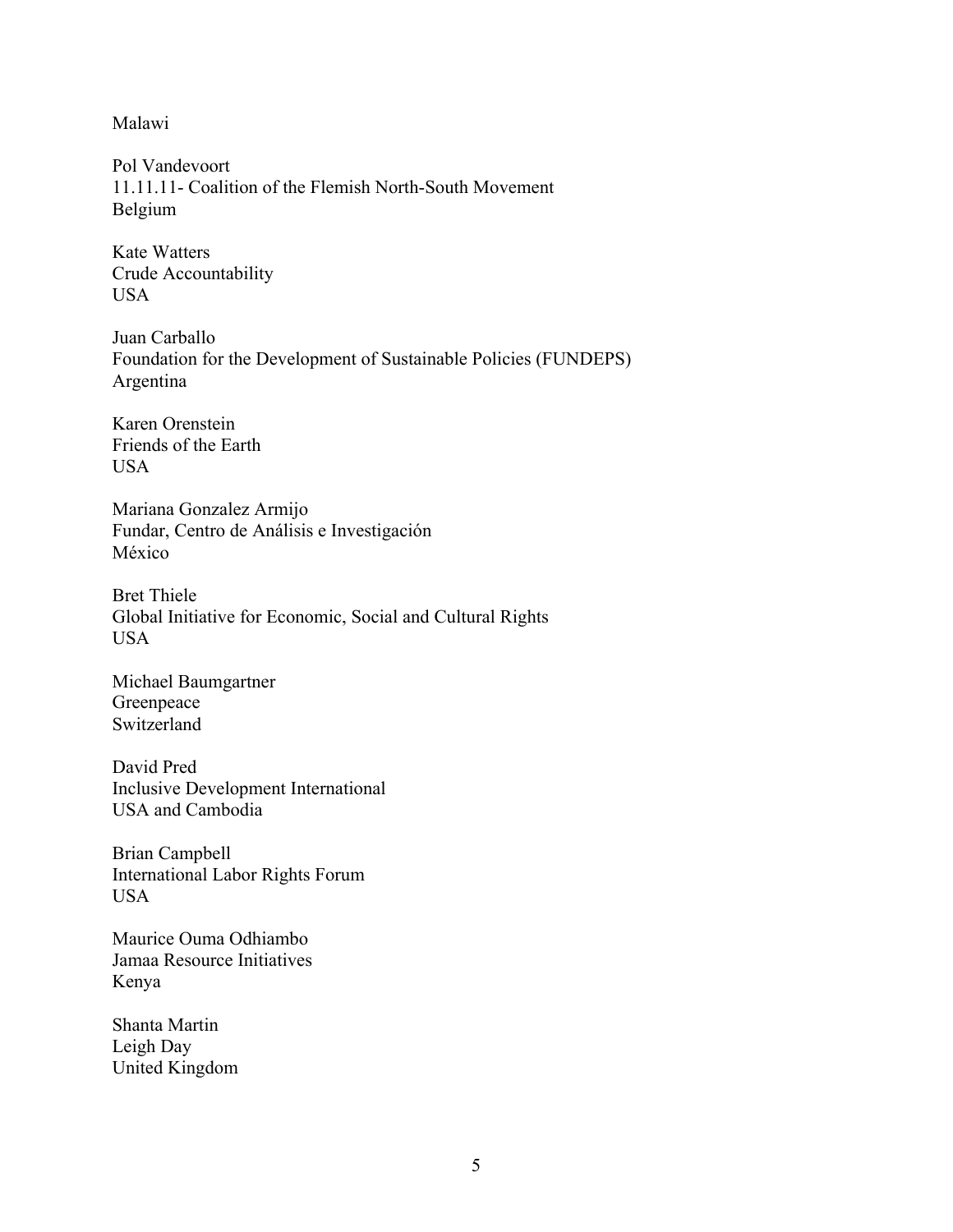Malawi

Pol Vandevoort
11.11.11- Coalition of the Flemish North-South Movement
Belgium

Kate Watters
Crude Accountability
USA

Juan Carballo
Foundation for the Development of Sustainable Policies (FUNDEPS)
Argentina

Karen Orenstein
Friends of the Earth
USA

Mariana Gonzalez Armijo
Fundar, Centro de Análisis e Investigación
México

Bret Thiele
Global Initiative for Economic, Social and Cultural Rights
USA

Michael Baumgartner
Greenpeace
Switzerland

David Pred
Inclusive Development International
USA and Cambodia

Brian Campbell
International Labor Rights Forum
USA

Maurice Ouma Odhiambo
Jamaa Resource Initiatives
Kenya

Shanta Martin
Leigh Day
United Kingdom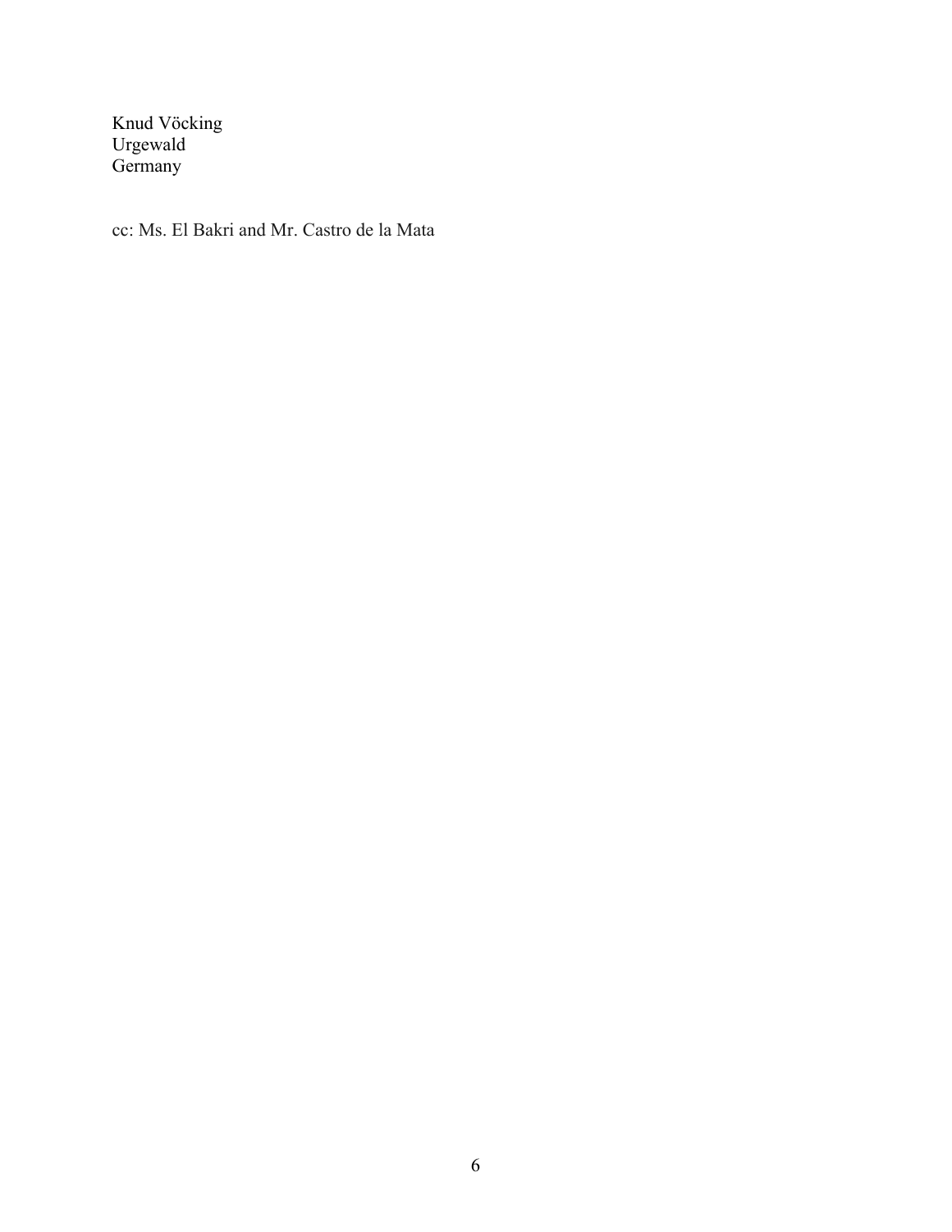Knud Vöcking
Urgewald
Germany

cc: Ms. El Bakri and Mr. Castro de la Mata